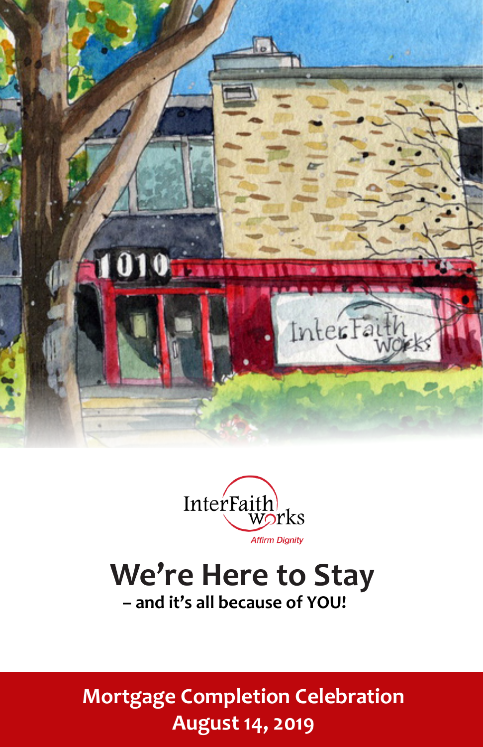InterFaith works

*Affirm Dignity*

# We're Here to Stay

**– and it's all because of YOU!**

## Mortgage Completion Celebration

## August 14, 2019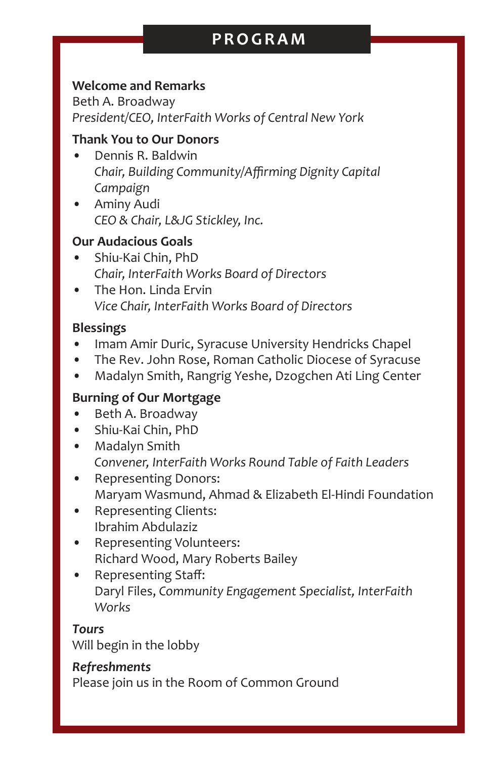# PROGRAM

**Welcome and Remarks**
Beth A. Broadway
*President/CEO, InterFaith Works of Central New York*

**Thank You to Our Donors**

- Dennis R. Baldwin
  *Chair, Building Community/Affirming Dignity Capital Campaign*
- Aminy Audi
  *CEO & Chair, L&JG Stickley, Inc.*

**Our Audacious Goals**

- Shiu-Kai Chin, PhD
  *Chair, InterFaith Works Board of Directors*
- The Hon. Linda Ervin
  *Vice Chair, InterFaith Works Board of Directors*

**Blessings**

- Imam Amir Duric, Syracuse University Hendricks Chapel
- The Rev. John Rose, Roman Catholic Diocese of Syracuse
- Madalyn Smith, Rangrig Yeshe, Dzogchen Ati Ling Center

**Burning of Our Mortgage**

- Beth A. Broadway
- Shiu-Kai Chin, PhD
- Madalyn Smith
  *Convener, InterFaith Works Round Table of Faith Leaders*
- Representing Donors:
  Maryam Wasmund, Ahmad & Elizabeth El-Hindi Foundation
- Representing Clients:
  Ibrahim Abdulaziz
- Representing Volunteers:
  Richard Wood, Mary Roberts Bailey
- Representing Staff:
  Daryl Files, *Community Engagement Specialist, InterFaith Works*

***Tours***
Will begin in the lobby

***Refreshments***
Please join us in the Room of Common Ground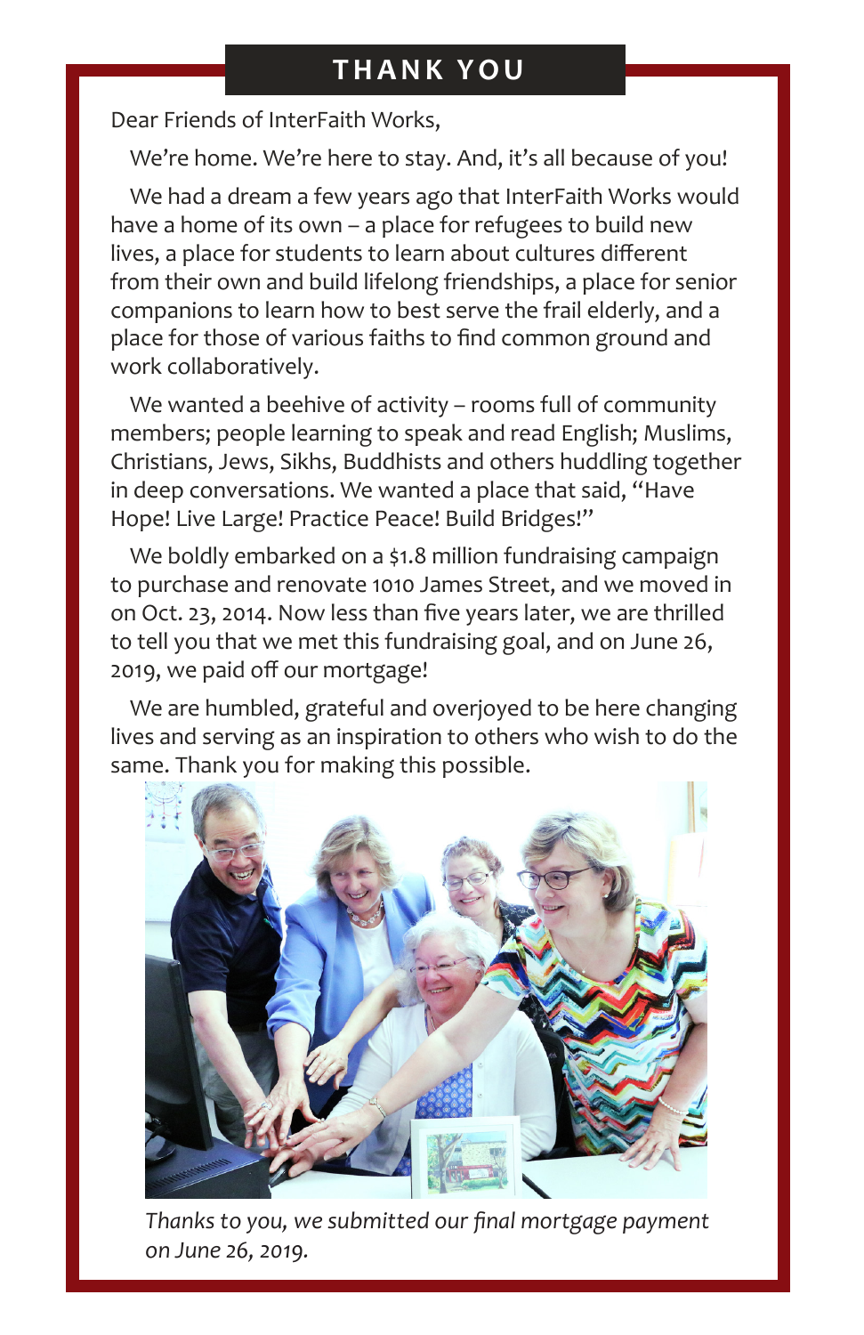# THANK YOU

Dear Friends of InterFaith Works,

We're home. We're here to stay. And, it's all because of you!

We had a dream a few years ago that InterFaith Works would have a home of its own – a place for refugees to build new lives, a place for students to learn about cultures different from their own and build lifelong friendships, a place for senior companions to learn how to best serve the frail elderly, and a place for those of various faiths to find common ground and work collaboratively.

We wanted a beehive of activity – rooms full of community members; people learning to speak and read English; Muslims, Christians, Jews, Sikhs, Buddhists and others huddling together in deep conversations. We wanted a place that said, "Have Hope! Live Large! Practice Peace! Build Bridges!"

We boldly embarked on a $1.8 million fundraising campaign to purchase and renovate 1010 James Street, and we moved in on Oct. 23, 2014. Now less than five years later, we are thrilled to tell you that we met this fundraising goal, and on June 26, 2019, we paid off our mortgage!

We are humbled, grateful and overjoyed to be here changing lives and serving as an inspiration to others who wish to do the same. Thank you for making this possible.

*Thanks to you, we submitted our final mortgage payment on June 26, 2019.*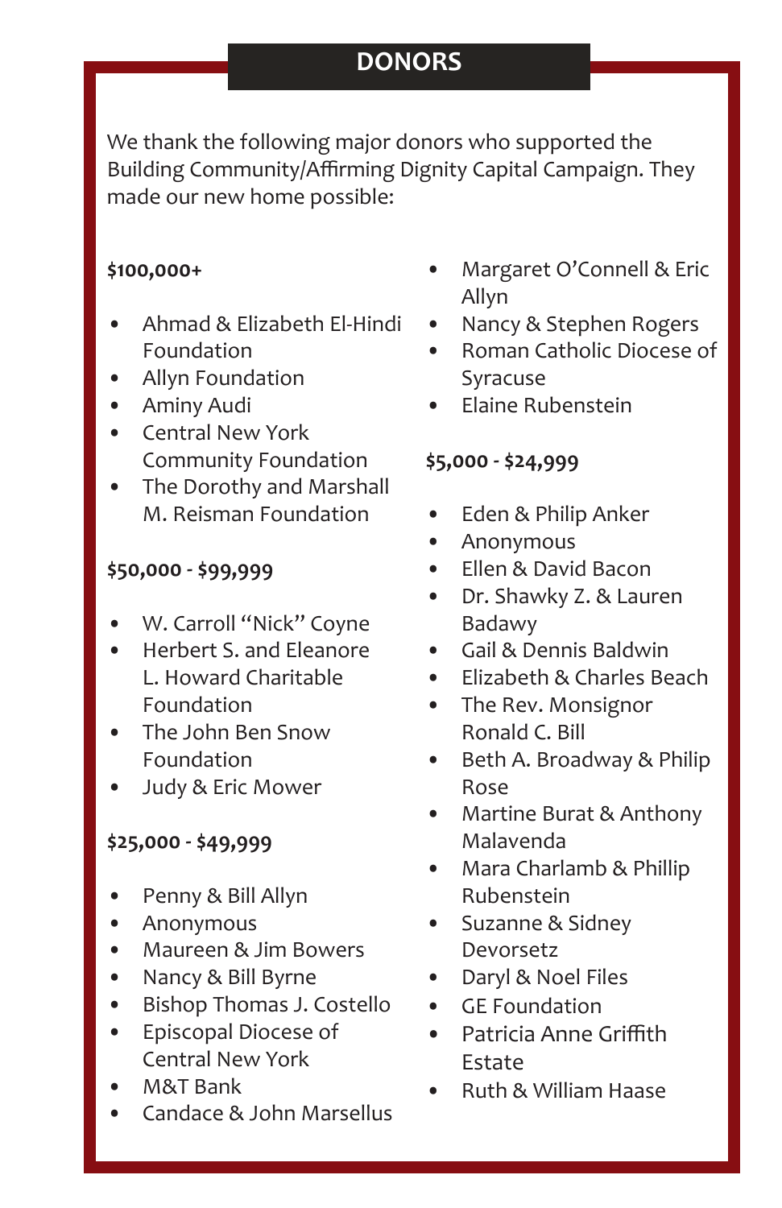## DONORS

We thank the following major donors who supported the Building Community/Affirming Dignity Capital Campaign. They made our new home possible:

**$100,000+**

- Ahmad & Elizabeth El-Hindi Foundation
- Allyn Foundation
- Aminy Audi
- Central New York Community Foundation
- The Dorothy and Marshall M. Reisman Foundation

**$50,000 - $99,999**

- W. Carroll "Nick" Coyne
- Herbert S. and Eleanore L. Howard Charitable Foundation
- The John Ben Snow Foundation
- Judy & Eric Mower

**$25,000 - $49,999**

- Penny & Bill Allyn
- Anonymous
- Maureen & Jim Bowers
- Nancy & Bill Byrne
- Bishop Thomas J. Costello
- Episcopal Diocese of Central New York
- M&T Bank
- Candace & John Marsellus
- Margaret O'Connell & Eric Allyn
- Nancy & Stephen Rogers
- Roman Catholic Diocese of Syracuse
- Elaine Rubenstein

**$5,000 - $24,999**

- Eden & Philip Anker
- Anonymous
- Ellen & David Bacon
- Dr. Shawky Z. & Lauren Badawy
- Gail & Dennis Baldwin
- Elizabeth & Charles Beach
- The Rev. Monsignor Ronald C. Bill
- Beth A. Broadway & Philip Rose
- Martine Burat & Anthony Malavenda
- Mara Charlamb & Phillip Rubenstein
- Suzanne & Sidney Devorsetz
- Daryl & Noel Files
- GE Foundation
- Patricia Anne Griffith Estate
- Ruth & William Haase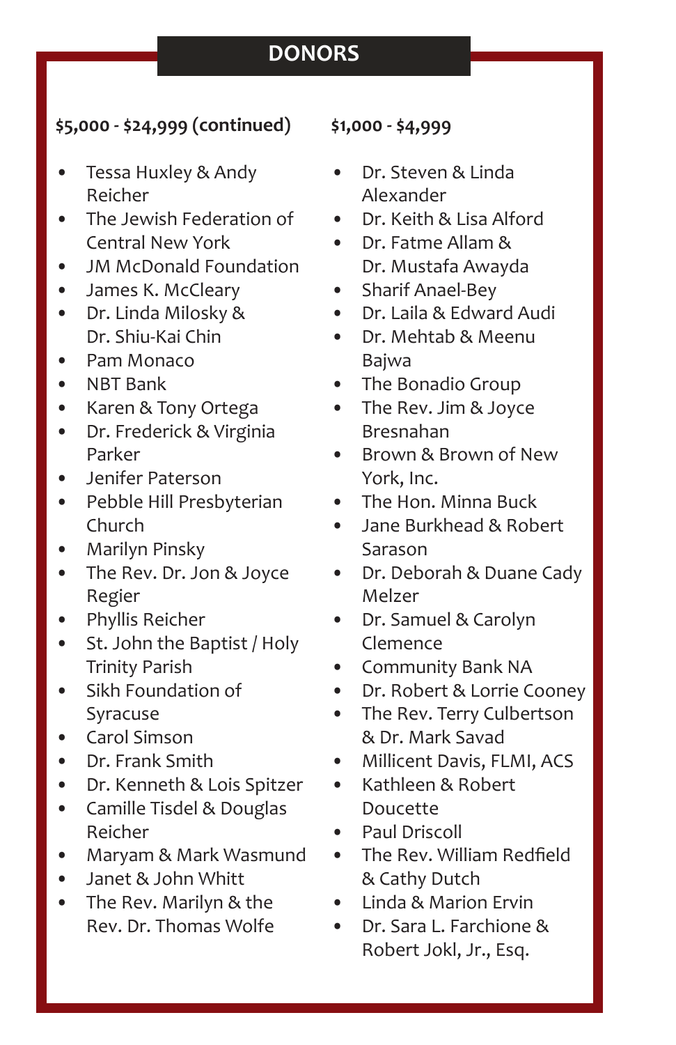# DONORS

## $5,000 - $24,999 (continued)

- Tessa Huxley & Andy Reicher
- The Jewish Federation of Central New York
- JM McDonald Foundation
- James K. McCleary
- Dr. Linda Milosky & Dr. Shiu-Kai Chin
- Pam Monaco
- NBT Bank
- Karen & Tony Ortega
- Dr. Frederick & Virginia Parker
- Jenifer Paterson
- Pebble Hill Presbyterian Church
- Marilyn Pinsky
- The Rev. Dr. Jon & Joyce Regier
- Phyllis Reicher
- St. John the Baptist / Holy Trinity Parish
- Sikh Foundation of Syracuse
- Carol Simson
- Dr. Frank Smith
- Dr. Kenneth & Lois Spitzer
- Camille Tisdel & Douglas Reicher
- Maryam & Mark Wasmund
- Janet & John Whitt
- The Rev. Marilyn & the Rev. Dr. Thomas Wolfe

## $1,000 - $4,999

- Dr. Steven & Linda Alexander
- Dr. Keith & Lisa Alford
- Dr. Fatme Allam & Dr. Mustafa Awayda
- Sharif Anael-Bey
- Dr. Laila & Edward Audi
- Dr. Mehtab & Meenu Bajwa
- The Bonadio Group
- The Rev. Jim & Joyce Bresnahan
- Brown & Brown of New York, Inc.
- The Hon. Minna Buck
- Jane Burkhead & Robert Sarason
- Dr. Deborah & Duane Cady Melzer
- Dr. Samuel & Carolyn Clemence
- Community Bank NA
- Dr. Robert & Lorrie Cooney
- The Rev. Terry Culbertson & Dr. Mark Savad
- Millicent Davis, FLMI, ACS
- Kathleen & Robert Doucette
- Paul Driscoll
- The Rev. William Redfield & Cathy Dutch
- Linda & Marion Ervin
- Dr. Sara L. Farchione & Robert Jokl, Jr., Esq.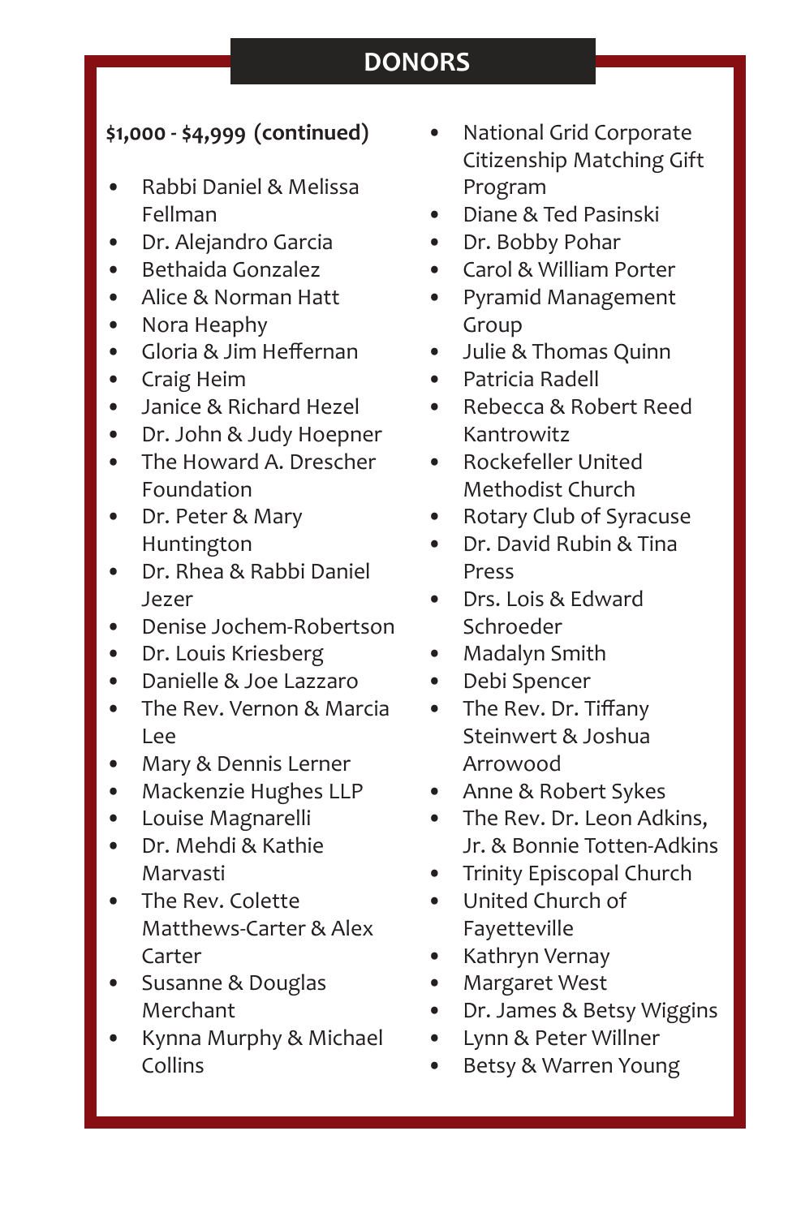# DONORS

**$1,000 - $4,999 (continued)**

- Rabbi Daniel & Melissa Fellman
- Dr. Alejandro Garcia
- Bethaida Gonzalez
- Alice & Norman Hatt
- Nora Heaphy
- Gloria & Jim Heffernan
- Craig Heim
- Janice & Richard Hezel
- Dr. John & Judy Hoepner
- The Howard A. Drescher Foundation
- Dr. Peter & Mary Huntington
- Dr. Rhea & Rabbi Daniel Jezer
- Denise Jochem-Robertson
- Dr. Louis Kriesberg
- Danielle & Joe Lazzaro
- The Rev. Vernon & Marcia Lee
- Mary & Dennis Lerner
- Mackenzie Hughes LLP
- Louise Magnarelli
- Dr. Mehdi & Kathie Marvasti
- The Rev. Colette Matthews-Carter & Alex Carter
- Susanne & Douglas Merchant
- Kynna Murphy & Michael Collins
- National Grid Corporate Citizenship Matching Gift Program
- Diane & Ted Pasinski
- Dr. Bobby Pohar
- Carol & William Porter
- Pyramid Management Group
- Julie & Thomas Quinn
- Patricia Radell
- Rebecca & Robert Reed Kantrowitz
- Rockefeller United Methodist Church
- Rotary Club of Syracuse
- Dr. David Rubin & Tina Press
- Drs. Lois & Edward Schroeder
- Madalyn Smith
- Debi Spencer
- The Rev. Dr. Tiffany Steinwert & Joshua Arrowood
- Anne & Robert Sykes
- The Rev. Dr. Leon Adkins, Jr. & Bonnie Totten-Adkins
- Trinity Episcopal Church
- United Church of Fayetteville
- Kathryn Vernay
- Margaret West
- Dr. James & Betsy Wiggins
- Lynn & Peter Willner
- Betsy & Warren Young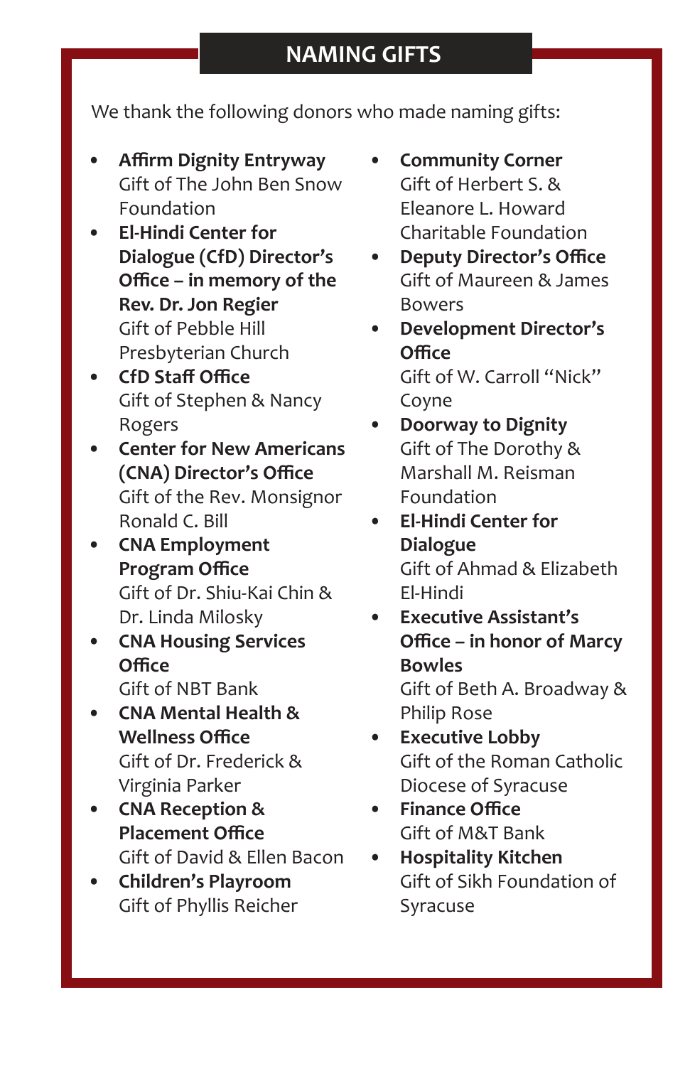## NAMING GIFTS

We thank the following donors who made naming gifts:

- **Affirm Dignity Entryway**
  Gift of The John Ben Snow Foundation
- **El-Hindi Center for Dialogue (CfD) Director's Office – in memory of the Rev. Dr. Jon Regier**
  Gift of Pebble Hill Presbyterian Church
- **CfD Staff Office**
  Gift of Stephen & Nancy Rogers
- **Center for New Americans (CNA) Director's Office**
  Gift of the Rev. Monsignor Ronald C. Bill
- **CNA Employment Program Office**
  Gift of Dr. Shiu-Kai Chin & Dr. Linda Milosky
- **CNA Housing Services Office**
  Gift of NBT Bank
- **CNA Mental Health & Wellness Office**
  Gift of Dr. Frederick & Virginia Parker
- **CNA Reception & Placement Office**
  Gift of David & Ellen Bacon
- **Children's Playroom**
  Gift of Phyllis Reicher
- **Community Corner**
  Gift of Herbert S. & Eleanore L. Howard Charitable Foundation
- **Deputy Director's Office**
  Gift of Maureen & James Bowers
- **Development Director's Office**
  Gift of W. Carroll "Nick" Coyne
- **Doorway to Dignity**
  Gift of The Dorothy & Marshall M. Reisman Foundation
- **El-Hindi Center for Dialogue**
  Gift of Ahmad & Elizabeth El-Hindi
- **Executive Assistant's Office – in honor of Marcy Bowles**
  Gift of Beth A. Broadway & Philip Rose
- **Executive Lobby**
  Gift of the Roman Catholic Diocese of Syracuse
- **Finance Office**
  Gift of M&T Bank
- **Hospitality Kitchen**
  Gift of Sikh Foundation of Syracuse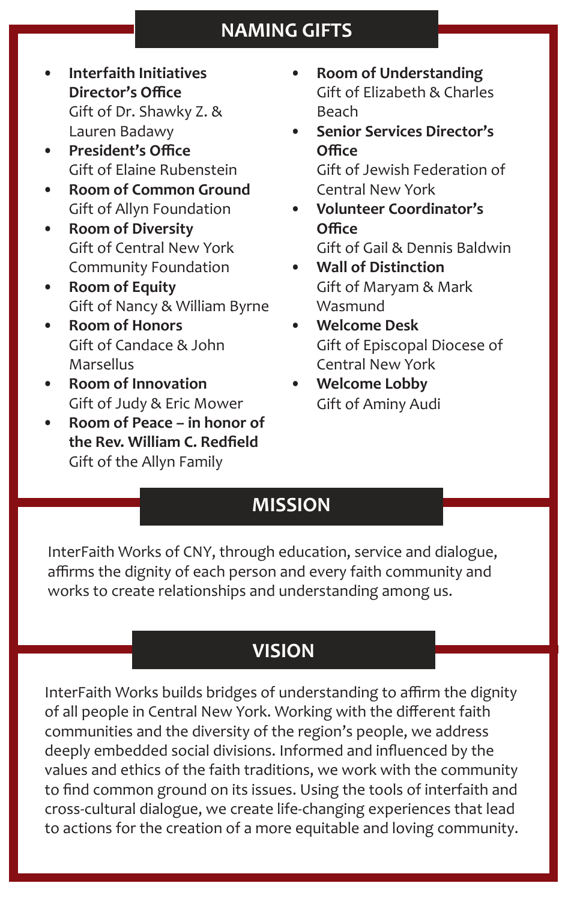## NAMING GIFTS

- **Interfaith Initiatives Director's Office**
  Gift of Dr. Shawky Z. & Lauren Badawy
- **President's Office**
  Gift of Elaine Rubenstein
- **Room of Common Ground**
  Gift of Allyn Foundation
- **Room of Diversity**
  Gift of Central New York Community Foundation
- **Room of Equity**
  Gift of Nancy & William Byrne
- **Room of Honors**
  Gift of Candace & John Marsellus
- **Room of Innovation**
  Gift of Judy & Eric Mower
- **Room of Peace – in honor of the Rev. William C. Redfield**
  Gift of the Allyn Family
- **Room of Understanding**
  Gift of Elizabeth & Charles Beach
- **Senior Services Director's Office**
  Gift of Jewish Federation of Central New York
- **Volunteer Coordinator's Office**
  Gift of Gail & Dennis Baldwin
- **Wall of Distinction**
  Gift of Maryam & Mark Wasmund
- **Welcome Desk**
  Gift of Episcopal Diocese of Central New York
- **Welcome Lobby**
  Gift of Aminy Audi

## MISSION

InterFaith Works of CNY, through education, service and dialogue, affirms the dignity of each person and every faith community and works to create relationships and understanding among us.

## VISION

InterFaith Works builds bridges of understanding to affirm the dignity of all people in Central New York. Working with the different faith communities and the diversity of the region's people, we address deeply embedded social divisions. Informed and influenced by the values and ethics of the faith traditions, we work with the community to find common ground on its issues. Using the tools of interfaith and cross-cultural dialogue, we create life-changing experiences that lead to actions for the creation of a more equitable and loving community.